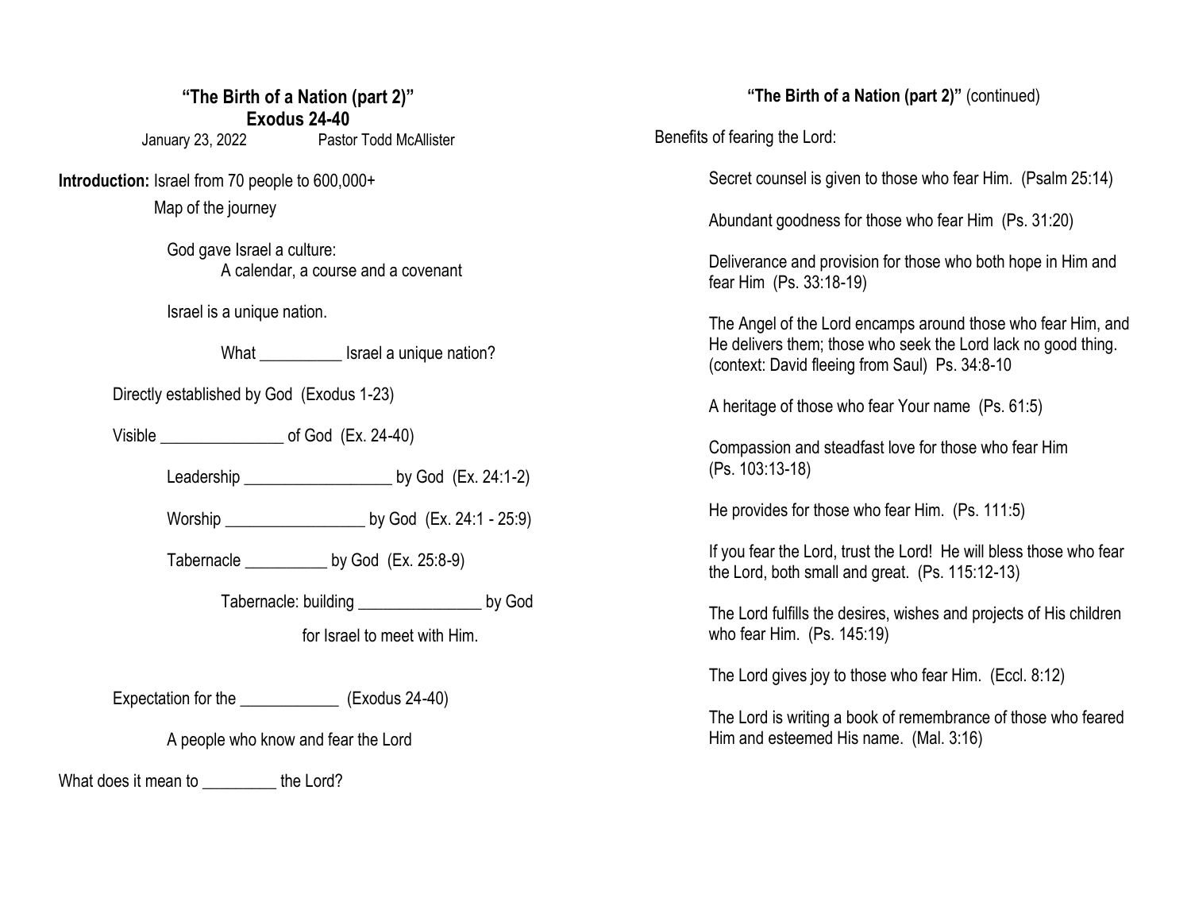# "The Birth of a Nation (part 2)"
## Exodus 24-40

January 23, 2022 Pastor Todd McAllister

**Introduction:** Israel from 70 people to 600,000+

Map of the journey

God gave Israel a culture:
A calendar, a course and a covenant

Israel is a unique nation.

What __________ Israel a unique nation?

Directly established by God (Exodus 1-23)

Visible _______________ of God (Ex. 24-40)

Leadership __________________ by God (Ex. 24:1-2)

Worship _________________ by God (Ex. 24:1 - 25:9)

Tabernacle __________ by God (Ex. 25:8-9)

Tabernacle: building _______________ by God for Israel to meet with Him.

Expectation for the ____________ (Exodus 24-40)

A people who know and fear the Lord

What does it mean to _________ the Lord?

**"The Birth of a Nation (part 2)"** (continued)

Benefits of fearing the Lord:

Secret counsel is given to those who fear Him. (Psalm 25:14)

Abundant goodness for those who fear Him (Ps. 31:20)

Deliverance and provision for those who both hope in Him and fear Him (Ps. 33:18-19)

The Angel of the Lord encamps around those who fear Him, and He delivers them; those who seek the Lord lack no good thing. (context: David fleeing from Saul) Ps. 34:8-10

A heritage of those who fear Your name (Ps. 61:5)

Compassion and steadfast love for those who fear Him (Ps. 103:13-18)

He provides for those who fear Him. (Ps. 111:5)

If you fear the Lord, trust the Lord! He will bless those who fear the Lord, both small and great. (Ps. 115:12-13)

The Lord fulfills the desires, wishes and projects of His children who fear Him. (Ps. 145:19)

The Lord gives joy to those who fear Him. (Eccl. 8:12)

The Lord is writing a book of remembrance of those who feared Him and esteemed His name. (Mal. 3:16)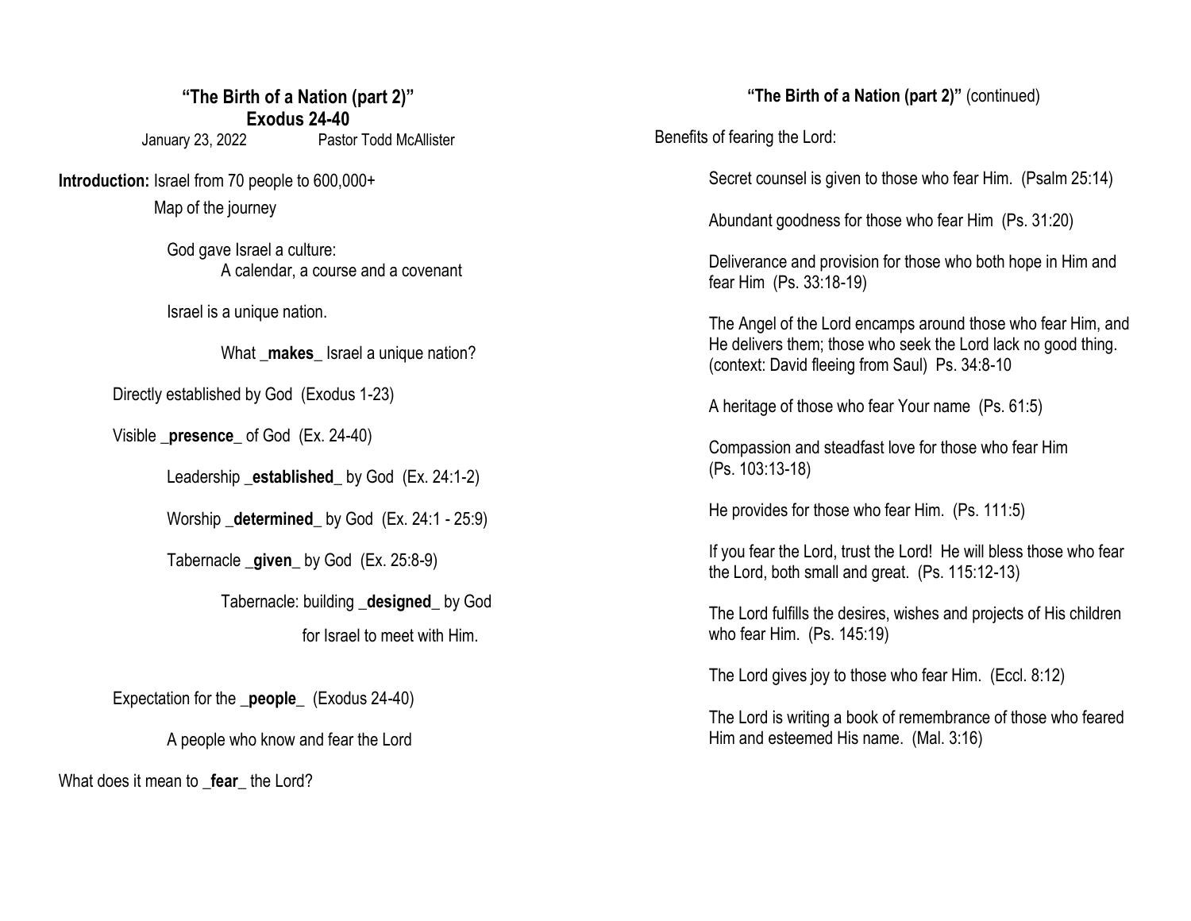## "The Birth of a Nation (part 2)"
## Exodus 24-40

January 23, 2022 Pastor Todd McAllister

**Introduction:** Israel from 70 people to 600,000+

Map of the journey

God gave Israel a culture:
A calendar, a course and a covenant

Israel is a unique nation.

What _**makes**_ Israel a unique nation?

Directly established by God (Exodus 1-23)

Visible _**presence**_ of God (Ex. 24-40)

Leadership _**established**_ by God (Ex. 24:1-2)

Worship _**determined**_ by God (Ex. 24:1 - 25:9)

Tabernacle _**given**_ by God (Ex. 25:8-9)

Tabernacle: building _**designed**_ by God
for Israel to meet with Him.

Expectation for the _**people**_ (Exodus 24-40)

A people who know and fear the Lord

What does it mean to _**fear**_ the Lord?

**"The Birth of a Nation (part 2)"** (continued)

Benefits of fearing the Lord:

Secret counsel is given to those who fear Him. (Psalm 25:14)

Abundant goodness for those who fear Him (Ps. 31:20)

Deliverance and provision for those who both hope in Him and fear Him (Ps. 33:18-19)

The Angel of the Lord encamps around those who fear Him, and He delivers them; those who seek the Lord lack no good thing. (context: David fleeing from Saul) Ps. 34:8-10

A heritage of those who fear Your name (Ps. 61:5)

Compassion and steadfast love for those who fear Him (Ps. 103:13-18)

He provides for those who fear Him. (Ps. 111:5)

If you fear the Lord, trust the Lord! He will bless those who fear the Lord, both small and great. (Ps. 115:12-13)

The Lord fulfills the desires, wishes and projects of His children who fear Him. (Ps. 145:19)

The Lord gives joy to those who fear Him. (Eccl. 8:12)

The Lord is writing a book of remembrance of those who feared Him and esteemed His name. (Mal. 3:16)